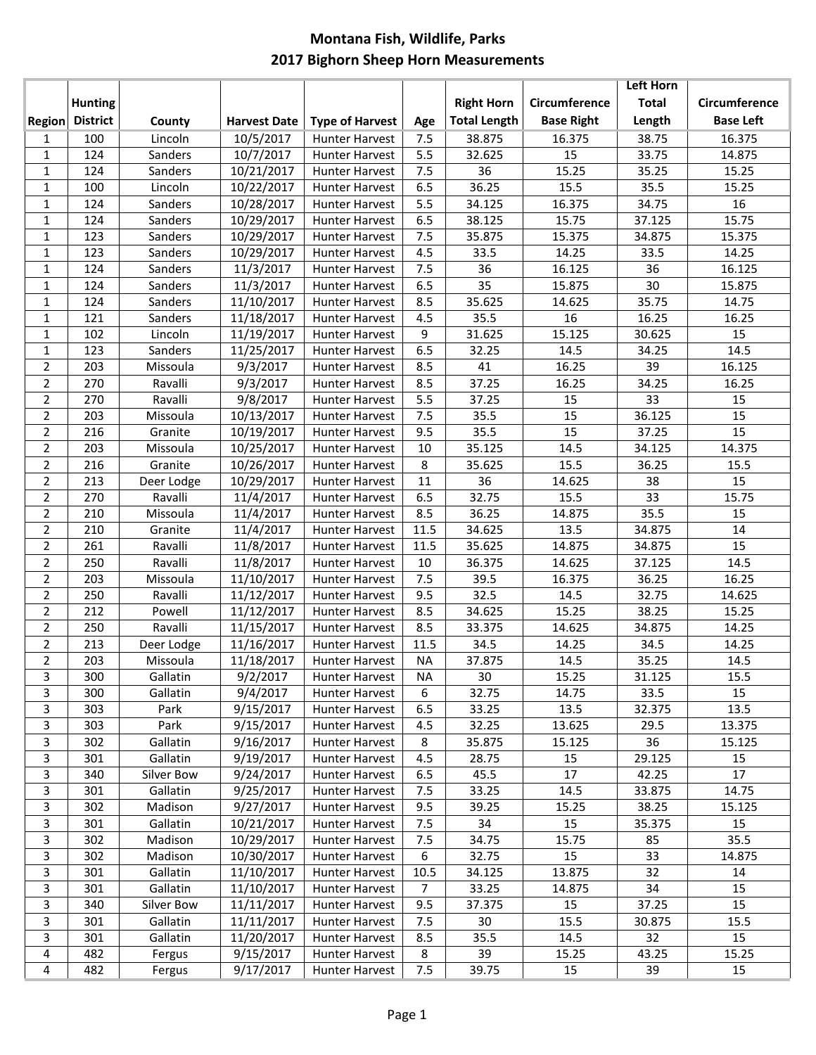# Montana Fish, Wildlife, Parks
## 2017 Bighorn Sheep Horn Measurements

| Region | Hunting District | County | Harvest Date | Type of Harvest | Age | Right Horn Total Length | Circumference Base Right | Left Horn Total Length | Circumference Base Left |
|---|---|---|---|---|---|---|---|---|---|
| 1 | 100 | Lincoln | 10/5/2017 | Hunter Harvest | 7.5 | 38.875 | 16.375 | 38.75 | 16.375 |
| 1 | 124 | Sanders | 10/7/2017 | Hunter Harvest | 5.5 | 32.625 | 15 | 33.75 | 14.875 |
| 1 | 124 | Sanders | 10/21/2017 | Hunter Harvest | 7.5 | 36 | 15.25 | 35.25 | 15.25 |
| 1 | 100 | Lincoln | 10/22/2017 | Hunter Harvest | 6.5 | 36.25 | 15.5 | 35.5 | 15.25 |
| 1 | 124 | Sanders | 10/28/2017 | Hunter Harvest | 5.5 | 34.125 | 16.375 | 34.75 | 16 |
| 1 | 124 | Sanders | 10/29/2017 | Hunter Harvest | 6.5 | 38.125 | 15.75 | 37.125 | 15.75 |
| 1 | 123 | Sanders | 10/29/2017 | Hunter Harvest | 7.5 | 35.875 | 15.375 | 34.875 | 15.375 |
| 1 | 123 | Sanders | 10/29/2017 | Hunter Harvest | 4.5 | 33.5 | 14.25 | 33.5 | 14.25 |
| 1 | 124 | Sanders | 11/3/2017 | Hunter Harvest | 7.5 | 36 | 16.125 | 36 | 16.125 |
| 1 | 124 | Sanders | 11/3/2017 | Hunter Harvest | 6.5 | 35 | 15.875 | 30 | 15.875 |
| 1 | 124 | Sanders | 11/10/2017 | Hunter Harvest | 8.5 | 35.625 | 14.625 | 35.75 | 14.75 |
| 1 | 121 | Sanders | 11/18/2017 | Hunter Harvest | 4.5 | 35.5 | 16 | 16.25 | 16.25 |
| 1 | 102 | Lincoln | 11/19/2017 | Hunter Harvest | 9 | 31.625 | 15.125 | 30.625 | 15 |
| 1 | 123 | Sanders | 11/25/2017 | Hunter Harvest | 6.5 | 32.25 | 14.5 | 34.25 | 14.5 |
| 2 | 203 | Missoula | 9/3/2017 | Hunter Harvest | 8.5 | 41 | 16.25 | 39 | 16.125 |
| 2 | 270 | Ravalli | 9/3/2017 | Hunter Harvest | 8.5 | 37.25 | 16.25 | 34.25 | 16.25 |
| 2 | 270 | Ravalli | 9/8/2017 | Hunter Harvest | 5.5 | 37.25 | 15 | 33 | 15 |
| 2 | 203 | Missoula | 10/13/2017 | Hunter Harvest | 7.5 | 35.5 | 15 | 36.125 | 15 |
| 2 | 216 | Granite | 10/19/2017 | Hunter Harvest | 9.5 | 35.5 | 15 | 37.25 | 15 |
| 2 | 203 | Missoula | 10/25/2017 | Hunter Harvest | 10 | 35.125 | 14.5 | 34.125 | 14.375 |
| 2 | 216 | Granite | 10/26/2017 | Hunter Harvest | 8 | 35.625 | 15.5 | 36.25 | 15.5 |
| 2 | 213 | Deer Lodge | 10/29/2017 | Hunter Harvest | 11 | 36 | 14.625 | 38 | 15 |
| 2 | 270 | Ravalli | 11/4/2017 | Hunter Harvest | 6.5 | 32.75 | 15.5 | 33 | 15.75 |
| 2 | 210 | Missoula | 11/4/2017 | Hunter Harvest | 8.5 | 36.25 | 14.875 | 35.5 | 15 |
| 2 | 210 | Granite | 11/4/2017 | Hunter Harvest | 11.5 | 34.625 | 13.5 | 34.875 | 14 |
| 2 | 261 | Ravalli | 11/8/2017 | Hunter Harvest | 11.5 | 35.625 | 14.875 | 34.875 | 15 |
| 2 | 250 | Ravalli | 11/8/2017 | Hunter Harvest | 10 | 36.375 | 14.625 | 37.125 | 14.5 |
| 2 | 203 | Missoula | 11/10/2017 | Hunter Harvest | 7.5 | 39.5 | 16.375 | 36.25 | 16.25 |
| 2 | 250 | Ravalli | 11/12/2017 | Hunter Harvest | 9.5 | 32.5 | 14.5 | 32.75 | 14.625 |
| 2 | 212 | Powell | 11/12/2017 | Hunter Harvest | 8.5 | 34.625 | 15.25 | 38.25 | 15.25 |
| 2 | 250 | Ravalli | 11/15/2017 | Hunter Harvest | 8.5 | 33.375 | 14.625 | 34.875 | 14.25 |
| 2 | 213 | Deer Lodge | 11/16/2017 | Hunter Harvest | 11.5 | 34.5 | 14.25 | 34.5 | 14.25 |
| 2 | 203 | Missoula | 11/18/2017 | Hunter Harvest | NA | 37.875 | 14.5 | 35.25 | 14.5 |
| 3 | 300 | Gallatin | 9/2/2017 | Hunter Harvest | NA | 30 | 15.25 | 31.125 | 15.5 |
| 3 | 300 | Gallatin | 9/4/2017 | Hunter Harvest | 6 | 32.75 | 14.75 | 33.5 | 15 |
| 3 | 303 | Park | 9/15/2017 | Hunter Harvest | 6.5 | 33.25 | 13.5 | 32.375 | 13.5 |
| 3 | 303 | Park | 9/15/2017 | Hunter Harvest | 4.5 | 32.25 | 13.625 | 29.5 | 13.375 |
| 3 | 302 | Gallatin | 9/16/2017 | Hunter Harvest | 8 | 35.875 | 15.125 | 36 | 15.125 |
| 3 | 301 | Gallatin | 9/19/2017 | Hunter Harvest | 4.5 | 28.75 | 15 | 29.125 | 15 |
| 3 | 340 | Silver Bow | 9/24/2017 | Hunter Harvest | 6.5 | 45.5 | 17 | 42.25 | 17 |
| 3 | 301 | Gallatin | 9/25/2017 | Hunter Harvest | 7.5 | 33.25 | 14.5 | 33.875 | 14.75 |
| 3 | 302 | Madison | 9/27/2017 | Hunter Harvest | 9.5 | 39.25 | 15.25 | 38.25 | 15.125 |
| 3 | 301 | Gallatin | 10/21/2017 | Hunter Harvest | 7.5 | 34 | 15 | 35.375 | 15 |
| 3 | 302 | Madison | 10/29/2017 | Hunter Harvest | 7.5 | 34.75 | 15.75 | 85 | 35.5 |
| 3 | 302 | Madison | 10/30/2017 | Hunter Harvest | 6 | 32.75 | 15 | 33 | 14.875 |
| 3 | 301 | Gallatin | 11/10/2017 | Hunter Harvest | 10.5 | 34.125 | 13.875 | 32 | 14 |
| 3 | 301 | Gallatin | 11/10/2017 | Hunter Harvest | 7 | 33.25 | 14.875 | 34 | 15 |
| 3 | 340 | Silver Bow | 11/11/2017 | Hunter Harvest | 9.5 | 37.375 | 15 | 37.25 | 15 |
| 3 | 301 | Gallatin | 11/11/2017 | Hunter Harvest | 7.5 | 30 | 15.5 | 30.875 | 15.5 |
| 3 | 301 | Gallatin | 11/20/2017 | Hunter Harvest | 8.5 | 35.5 | 14.5 | 32 | 15 |
| 4 | 482 | Fergus | 9/15/2017 | Hunter Harvest | 8 | 39 | 15.25 | 43.25 | 15.25 |
| 4 | 482 | Fergus | 9/17/2017 | Hunter Harvest | 7.5 | 39.75 | 15 | 39 | 15 |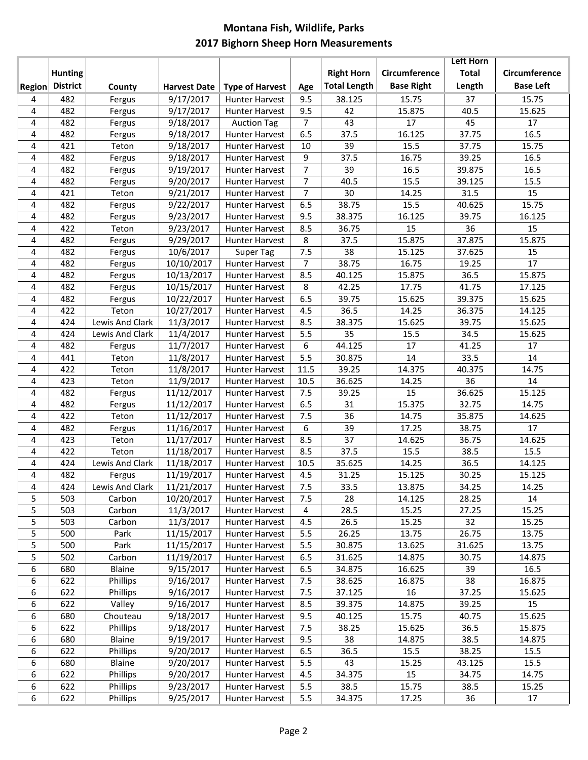# Montana Fish, Wildlife, Parks
## 2017 Bighorn Sheep Horn Measurements

| Region | Hunting District | County | Harvest Date | Type of Harvest | Age | Right Horn Total Length | Circumference Base Right | Left Horn Total Length | Circumference Base Left |
|---|---|---|---|---|---|---|---|---|---|
| 4 | 482 | Fergus | 9/17/2017 | Hunter Harvest | 9.5 | 38.125 | 15.75 | 37 | 15.75 |
| 4 | 482 | Fergus | 9/17/2017 | Hunter Harvest | 9.5 | 42 | 15.875 | 40.5 | 15.625 |
| 4 | 482 | Fergus | 9/18/2017 | Auction Tag | 7 | 43 | 17 | 45 | 17 |
| 4 | 482 | Fergus | 9/18/2017 | Hunter Harvest | 6.5 | 37.5 | 16.125 | 37.75 | 16.5 |
| 4 | 421 | Teton | 9/18/2017 | Hunter Harvest | 10 | 39 | 15.5 | 37.75 | 15.75 |
| 4 | 482 | Fergus | 9/18/2017 | Hunter Harvest | 9 | 37.5 | 16.75 | 39.25 | 16.5 |
| 4 | 482 | Fergus | 9/19/2017 | Hunter Harvest | 7 | 39 | 16.5 | 39.875 | 16.5 |
| 4 | 482 | Fergus | 9/20/2017 | Hunter Harvest | 7 | 40.5 | 15.5 | 39.125 | 15.5 |
| 4 | 421 | Teton | 9/21/2017 | Hunter Harvest | 7 | 30 | 14.25 | 31.5 | 15 |
| 4 | 482 | Fergus | 9/22/2017 | Hunter Harvest | 6.5 | 38.75 | 15.5 | 40.625 | 15.75 |
| 4 | 482 | Fergus | 9/23/2017 | Hunter Harvest | 9.5 | 38.375 | 16.125 | 39.75 | 16.125 |
| 4 | 422 | Teton | 9/23/2017 | Hunter Harvest | 8.5 | 36.75 | 15 | 36 | 15 |
| 4 | 482 | Fergus | 9/29/2017 | Hunter Harvest | 8 | 37.5 | 15.875 | 37.875 | 15.875 |
| 4 | 482 | Fergus | 10/6/2017 | Super Tag | 7.5 | 38 | 15.125 | 37.625 | 15 |
| 4 | 482 | Fergus | 10/10/2017 | Hunter Harvest | 7 | 38.75 | 16.75 | 19.25 | 17 |
| 4 | 482 | Fergus | 10/13/2017 | Hunter Harvest | 8.5 | 40.125 | 15.875 | 36.5 | 15.875 |
| 4 | 482 | Fergus | 10/15/2017 | Hunter Harvest | 8 | 42.25 | 17.75 | 41.75 | 17.125 |
| 4 | 482 | Fergus | 10/22/2017 | Hunter Harvest | 6.5 | 39.75 | 15.625 | 39.375 | 15.625 |
| 4 | 422 | Teton | 10/27/2017 | Hunter Harvest | 4.5 | 36.5 | 14.25 | 36.375 | 14.125 |
| 4 | 424 | Lewis And Clark | 11/3/2017 | Hunter Harvest | 8.5 | 38.375 | 15.625 | 39.75 | 15.625 |
| 4 | 424 | Lewis And Clark | 11/4/2017 | Hunter Harvest | 5.5 | 35 | 15.5 | 34.5 | 15.625 |
| 4 | 482 | Fergus | 11/7/2017 | Hunter Harvest | 6 | 44.125 | 17 | 41.25 | 17 |
| 4 | 441 | Teton | 11/8/2017 | Hunter Harvest | 5.5 | 30.875 | 14 | 33.5 | 14 |
| 4 | 422 | Teton | 11/8/2017 | Hunter Harvest | 11.5 | 39.25 | 14.375 | 40.375 | 14.75 |
| 4 | 423 | Teton | 11/9/2017 | Hunter Harvest | 10.5 | 36.625 | 14.25 | 36 | 14 |
| 4 | 482 | Fergus | 11/12/2017 | Hunter Harvest | 7.5 | 39.25 | 15 | 36.625 | 15.125 |
| 4 | 482 | Fergus | 11/12/2017 | Hunter Harvest | 6.5 | 31 | 15.375 | 32.75 | 14.75 |
| 4 | 422 | Teton | 11/12/2017 | Hunter Harvest | 7.5 | 36 | 14.75 | 35.875 | 14.625 |
| 4 | 482 | Fergus | 11/16/2017 | Hunter Harvest | 6 | 39 | 17.25 | 38.75 | 17 |
| 4 | 423 | Teton | 11/17/2017 | Hunter Harvest | 8.5 | 37 | 14.625 | 36.75 | 14.625 |
| 4 | 422 | Teton | 11/18/2017 | Hunter Harvest | 8.5 | 37.5 | 15.5 | 38.5 | 15.5 |
| 4 | 424 | Lewis And Clark | 11/18/2017 | Hunter Harvest | 10.5 | 35.625 | 14.25 | 36.5 | 14.125 |
| 4 | 482 | Fergus | 11/19/2017 | Hunter Harvest | 4.5 | 31.25 | 15.125 | 30.25 | 15.125 |
| 4 | 424 | Lewis And Clark | 11/21/2017 | Hunter Harvest | 7.5 | 33.5 | 13.875 | 34.25 | 14.25 |
| 5 | 503 | Carbon | 10/20/2017 | Hunter Harvest | 7.5 | 28 | 14.125 | 28.25 | 14 |
| 5 | 503 | Carbon | 11/3/2017 | Hunter Harvest | 4 | 28.5 | 15.25 | 27.25 | 15.25 |
| 5 | 503 | Carbon | 11/3/2017 | Hunter Harvest | 4.5 | 26.5 | 15.25 | 32 | 15.25 |
| 5 | 500 | Park | 11/15/2017 | Hunter Harvest | 5.5 | 26.25 | 13.75 | 26.75 | 13.75 |
| 5 | 500 | Park | 11/15/2017 | Hunter Harvest | 5.5 | 30.875 | 13.625 | 31.625 | 13.75 |
| 5 | 502 | Carbon | 11/19/2017 | Hunter Harvest | 6.5 | 31.625 | 14.875 | 30.75 | 14.875 |
| 6 | 680 | Blaine | 9/15/2017 | Hunter Harvest | 6.5 | 34.875 | 16.625 | 39 | 16.5 |
| 6 | 622 | Phillips | 9/16/2017 | Hunter Harvest | 7.5 | 38.625 | 16.875 | 38 | 16.875 |
| 6 | 622 | Phillips | 9/16/2017 | Hunter Harvest | 7.5 | 37.125 | 16 | 37.25 | 15.625 |
| 6 | 622 | Valley | 9/16/2017 | Hunter Harvest | 8.5 | 39.375 | 14.875 | 39.25 | 15 |
| 6 | 680 | Chouteau | 9/18/2017 | Hunter Harvest | 9.5 | 40.125 | 15.75 | 40.75 | 15.625 |
| 6 | 622 | Phillips | 9/18/2017 | Hunter Harvest | 7.5 | 38.25 | 15.625 | 36.5 | 15.875 |
| 6 | 680 | Blaine | 9/19/2017 | Hunter Harvest | 9.5 | 38 | 14.875 | 38.5 | 14.875 |
| 6 | 622 | Phillips | 9/20/2017 | Hunter Harvest | 6.5 | 36.5 | 15.5 | 38.25 | 15.5 |
| 6 | 680 | Blaine | 9/20/2017 | Hunter Harvest | 5.5 | 43 | 15.25 | 43.125 | 15.5 |
| 6 | 622 | Phillips | 9/20/2017 | Hunter Harvest | 4.5 | 34.375 | 15 | 34.75 | 14.75 |
| 6 | 622 | Phillips | 9/23/2017 | Hunter Harvest | 5.5 | 38.5 | 15.75 | 38.5 | 15.25 |
| 6 | 622 | Phillips | 9/25/2017 | Hunter Harvest | 5.5 | 34.375 | 17.25 | 36 | 17 |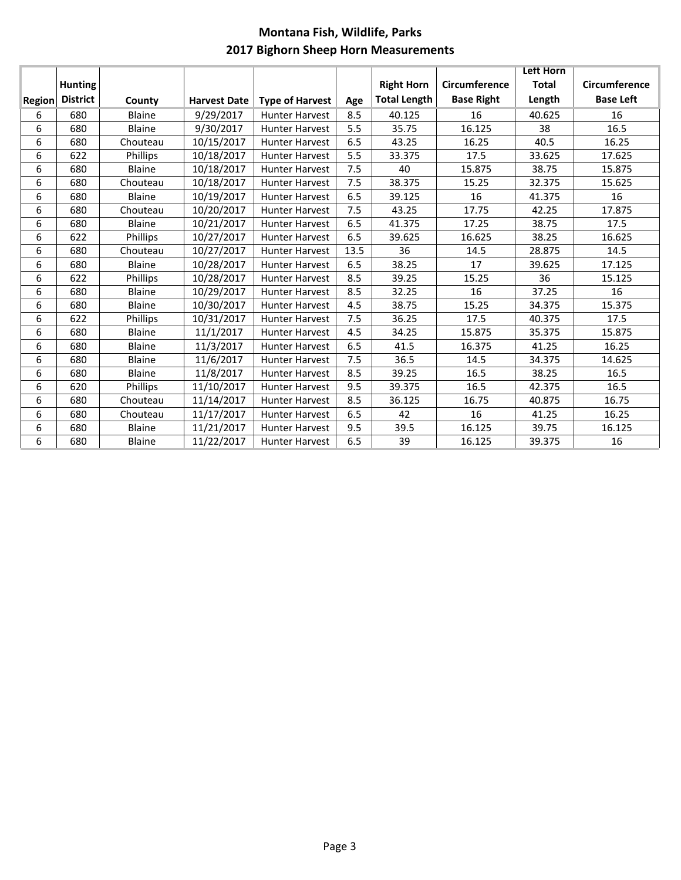# Montana Fish, Wildlife, Parks
## 2017 Bighorn Sheep Horn Measurements

| Region | Hunting District | County | Harvest Date | Type of Harvest | Age | Right Horn Total Length | Circumference Base Right | Left Horn Total Length | Circumference Base Left |
|---|---|---|---|---|---|---|---|---|---|
| 6 | 680 | Blaine | 9/29/2017 | Hunter Harvest | 8.5 | 40.125 | 16 | 40.625 | 16 |
| 6 | 680 | Blaine | 9/30/2017 | Hunter Harvest | 5.5 | 35.75 | 16.125 | 38 | 16.5 |
| 6 | 680 | Chouteau | 10/15/2017 | Hunter Harvest | 6.5 | 43.25 | 16.25 | 40.5 | 16.25 |
| 6 | 622 | Phillips | 10/18/2017 | Hunter Harvest | 5.5 | 33.375 | 17.5 | 33.625 | 17.625 |
| 6 | 680 | Blaine | 10/18/2017 | Hunter Harvest | 7.5 | 40 | 15.875 | 38.75 | 15.875 |
| 6 | 680 | Chouteau | 10/18/2017 | Hunter Harvest | 7.5 | 38.375 | 15.25 | 32.375 | 15.625 |
| 6 | 680 | Blaine | 10/19/2017 | Hunter Harvest | 6.5 | 39.125 | 16 | 41.375 | 16 |
| 6 | 680 | Chouteau | 10/20/2017 | Hunter Harvest | 7.5 | 43.25 | 17.75 | 42.25 | 17.875 |
| 6 | 680 | Blaine | 10/21/2017 | Hunter Harvest | 6.5 | 41.375 | 17.25 | 38.75 | 17.5 |
| 6 | 622 | Phillips | 10/27/2017 | Hunter Harvest | 6.5 | 39.625 | 16.625 | 38.25 | 16.625 |
| 6 | 680 | Chouteau | 10/27/2017 | Hunter Harvest | 13.5 | 36 | 14.5 | 28.875 | 14.5 |
| 6 | 680 | Blaine | 10/28/2017 | Hunter Harvest | 6.5 | 38.25 | 17 | 39.625 | 17.125 |
| 6 | 622 | Phillips | 10/28/2017 | Hunter Harvest | 8.5 | 39.25 | 15.25 | 36 | 15.125 |
| 6 | 680 | Blaine | 10/29/2017 | Hunter Harvest | 8.5 | 32.25 | 16 | 37.25 | 16 |
| 6 | 680 | Blaine | 10/30/2017 | Hunter Harvest | 4.5 | 38.75 | 15.25 | 34.375 | 15.375 |
| 6 | 622 | Phillips | 10/31/2017 | Hunter Harvest | 7.5 | 36.25 | 17.5 | 40.375 | 17.5 |
| 6 | 680 | Blaine | 11/1/2017 | Hunter Harvest | 4.5 | 34.25 | 15.875 | 35.375 | 15.875 |
| 6 | 680 | Blaine | 11/3/2017 | Hunter Harvest | 6.5 | 41.5 | 16.375 | 41.25 | 16.25 |
| 6 | 680 | Blaine | 11/6/2017 | Hunter Harvest | 7.5 | 36.5 | 14.5 | 34.375 | 14.625 |
| 6 | 680 | Blaine | 11/8/2017 | Hunter Harvest | 8.5 | 39.25 | 16.5 | 38.25 | 16.5 |
| 6 | 620 | Phillips | 11/10/2017 | Hunter Harvest | 9.5 | 39.375 | 16.5 | 42.375 | 16.5 |
| 6 | 680 | Chouteau | 11/14/2017 | Hunter Harvest | 8.5 | 36.125 | 16.75 | 40.875 | 16.75 |
| 6 | 680 | Chouteau | 11/17/2017 | Hunter Harvest | 6.5 | 42 | 16 | 41.25 | 16.25 |
| 6 | 680 | Blaine | 11/21/2017 | Hunter Harvest | 9.5 | 39.5 | 16.125 | 39.75 | 16.125 |
| 6 | 680 | Blaine | 11/22/2017 | Hunter Harvest | 6.5 | 39 | 16.125 | 39.375 | 16 |